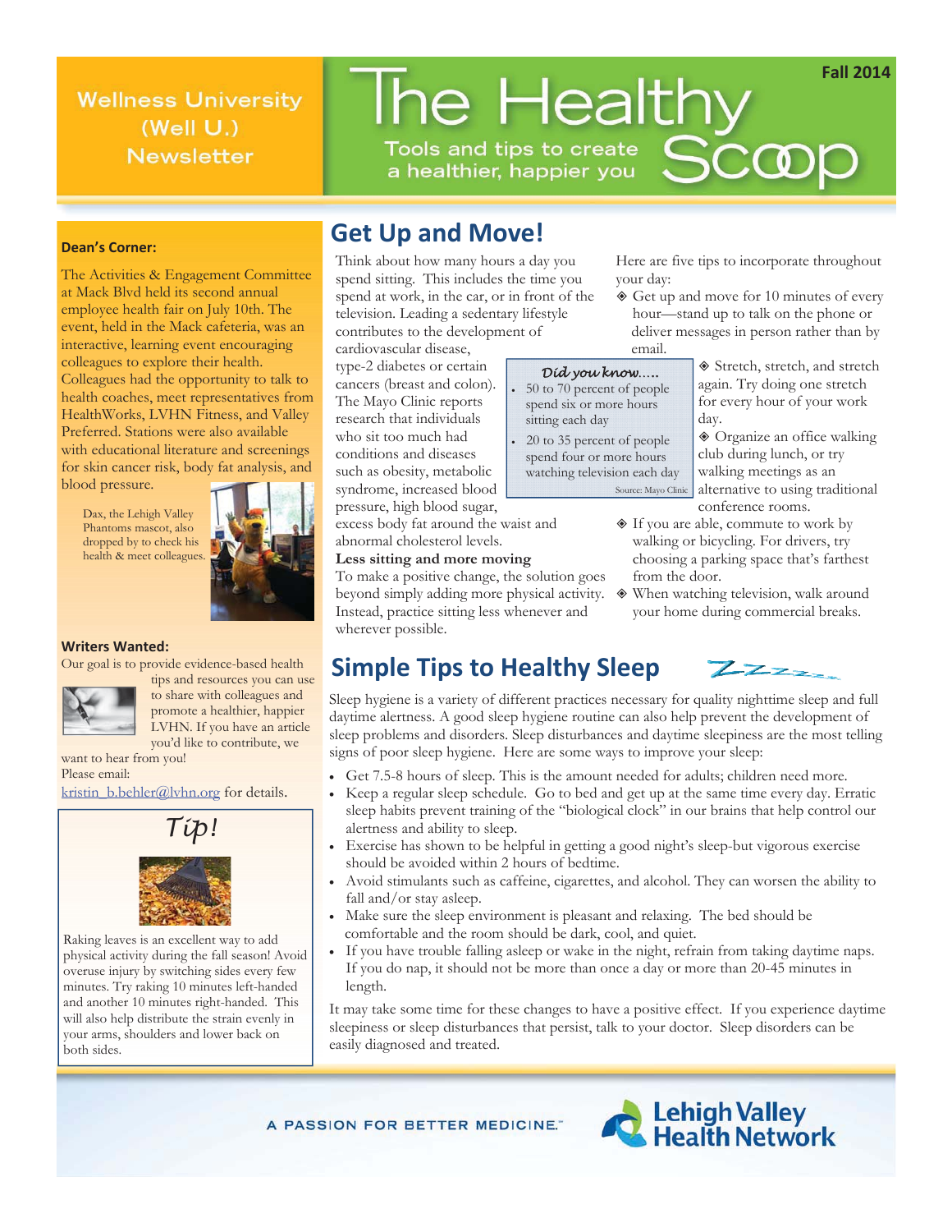# The Healthy Scoop

**Wellness University (Well U.) Newsletter**

Tools and tips to create a healthier, happier you

**Fall 2014**

### Dean's Corner:

The Activities & Engagement Committee at Mack Blvd held its second annual employee health fair on July 10th. The event, held in the Mack cafeteria, was an interactive, learning event encouraging colleagues to explore their health. Colleagues had the opportunity to talk to health coaches, meet representatives from HealthWorks, LVHN Fitness, and Valley Preferred. Stations were also available with educational literature and screenings for skin cancer risk, body fat analysis, and blood pressure.

Dax, the Lehigh Valley Phantoms mascot, also dropped by to check his health & meet colleagues.

### Writers Wanted:

Our goal is to provide evidence-based health tips and resources you can use to share with colleagues and promote a healthier, happier LVHN. If you have an article you'd like to contribute, we want to hear from you!

Please email:

kristin_b.behler@lvhn.org for details.

### Tip!

Raking leaves is an excellent way to add physical activity during the fall season! Avoid overuse injury by switching sides every few minutes. Try raking 10 minutes left-handed and another 10 minutes right-handed. This will also help distribute the strain evenly in your arms, shoulders and lower back on both sides.

## Get Up and Move!

Think about how many hours a day you spend sitting. This includes the time you spend at work, in the car, or in front of the television. Leading a sedentary lifestyle contributes to the development of cardiovascular disease, type-2 diabetes or certain cancers (breast and colon). The Mayo Clinic reports research that individuals who sit too much had conditions and diseases such as obesity, metabolic syndrome, increased blood pressure, high blood sugar, excess body fat around the waist and abnormal cholesterol levels.

*Did you know.....*

- 50 to 70 percent of people spend six or more hours sitting each day
- 20 to 35 percent of people spend four or more hours watching television each day

Source: Mayo Clinic

**Less sitting and more moving**

To make a positive change, the solution goes beyond simply adding more physical activity. Instead, practice sitting less whenever and wherever possible.

Here are five tips to incorporate throughout your day:

- Get up and move for 10 minutes of every hour—stand up to talk on the phone or deliver messages in person rather than by email.
- Stretch, stretch, and stretch again. Try doing one stretch for every hour of your work day.
- Organize an office walking club during lunch, or try walking meetings as an alternative to using traditional conference rooms.
- If you are able, commute to work by walking or bicycling. For drivers, try choosing a parking space that's farthest from the door.
- When watching television, walk around your home during commercial breaks.

## Simple Tips to Healthy Sleep

Sleep hygiene is a variety of different practices necessary for quality nighttime sleep and full daytime alertness. A good sleep hygiene routine can also help prevent the development of sleep problems and disorders. Sleep disturbances and daytime sleepiness are the most telling signs of poor sleep hygiene. Here are some ways to improve your sleep:

- Get 7.5-8 hours of sleep. This is the amount needed for adults; children need more.
- Keep a regular sleep schedule. Go to bed and get up at the same time every day. Erratic sleep habits prevent training of the "biological clock" in our brains that help control our alertness and ability to sleep.
- Exercise has shown to be helpful in getting a good night's sleep-but vigorous exercise should be avoided within 2 hours of bedtime.
- Avoid stimulants such as caffeine, cigarettes, and alcohol. They can worsen the ability to fall and/or stay asleep.
- Make sure the sleep environment is pleasant and relaxing. The bed should be comfortable and the room should be dark, cool, and quiet.
- If you have trouble falling asleep or wake in the night, refrain from taking daytime naps. If you do nap, it should not be more than once a day or more than 20-45 minutes in length.

It may take some time for these changes to have a positive effect. If you experience daytime sleepiness or sleep disturbances that persist, talk to your doctor. Sleep disorders can be easily diagnosed and treated.

A PASSION FOR BETTER MEDICINE.™ Lehigh Valley Health Network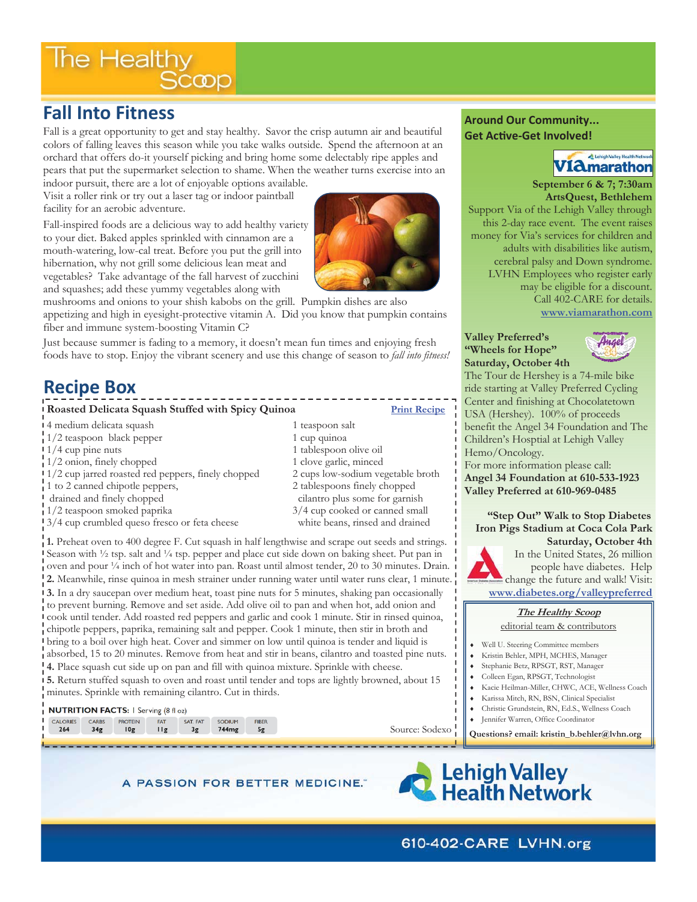# The Healthy Scoop

## Fall Into Fitness

Fall is a great opportunity to get and stay healthy. Savor the crisp autumn air and beautiful colors of falling leaves this season while you take walks outside. Spend the afternoon at an orchard that offers do-it yourself picking and bring home some delectably ripe apples and pears that put the supermarket selection to shame. When the weather turns exercise into an indoor pursuit, there are a lot of enjoyable options available. Visit a roller rink or try out a laser tag or indoor paintball facility for an aerobic adventure.

Fall-inspired foods are a delicious way to add healthy variety to your diet. Baked apples sprinkled with cinnamon are a mouth-watering, low-cal treat. Before you put the grill into hibernation, why not grill some delicious lean meat and vegetables? Take advantage of the fall harvest of zucchini and squashes; add these yummy vegetables along with mushrooms and onions to your shish kabobs on the grill. Pumpkin dishes are also appetizing and high in eyesight-protective vitamin A. Did you know that pumpkin contains fiber and immune system-boosting Vitamin C?

Just because summer is fading to a memory, it doesn't mean fun times and enjoying fresh foods have to stop. Enjoy the vibrant scenery and use this change of season to *fall into fitness!*

## Recipe Box

**Roasted Delicata Squash Stuffed with Spicy Quinoa** — Print Recipe

- 4 medium delicata squash
- 1/2 teaspoon black pepper
- 1/4 cup pine nuts
- 1/2 onion, finely chopped
- 1/2 cup jarred roasted red peppers, finely chopped
- 1 to 2 canned chipotle peppers, drained and finely chopped
- 1/2 teaspoon smoked paprika
- 3/4 cup crumbled queso fresco or feta cheese
- 1 teaspoon salt
- 1 cup quinoa
- 1 tablespoon olive oil
- 1 clove garlic, minced
- 2 cups low-sodium vegetable broth
- 2 tablespoons finely chopped cilantro plus some for garnish
- 3/4 cup cooked or canned small white beans, rinsed and drained

**1.** Preheat oven to 400 degree F. Cut squash in half lengthwise and scrape out seeds and strings. Season with ½ tsp. salt and ¼ tsp. pepper and place cut side down on baking sheet. Put pan in oven and pour ¼ inch of hot water into pan. Roast until almost tender, 20 to 30 minutes. Drain.
**2.** Meanwhile, rinse quinoa in mesh strainer under running water until water runs clear, 1 minute.
**3.** In a dry saucepan over medium heat, toast pine nuts for 5 minutes, shaking pan occasionally to prevent burning. Remove and set aside. Add olive oil to pan and when hot, add onion and cook until tender. Add roasted red peppers and garlic and cook 1 minute. Stir in rinsed quinoa, chipotle peppers, paprika, remaining salt and pepper. Cook 1 minute, then stir in broth and bring to a boil over high heat. Cover and simmer on low until quinoa is tender and liquid is absorbed, 15 to 20 minutes. Remove from heat and stir in beans, cilantro and toasted pine nuts.
**4.** Place squash cut side up on pan and fill with quinoa mixture. Sprinkle with cheese.
**5.** Return stuffed squash to oven and roast until tender and tops are lightly browned, about 15 minutes. Sprinkle with remaining cilantro. Cut in thirds.

**NUTRITION FACTS:** 1 Serving (8 fl oz)

| CALORIES | CARBS | PROTEIN | FAT | SAT. FAT | SODIUM | FIBER |
|---|---|---|---|---|---|---|
| 264 | 34g | 10g | 11g | 3g | 744mg | 5g |

Source: Sodexo

## Around Our Community... Get Active-Get Involved!

**Via marathon**
**September 6 & 7; 7:30am**
**ArtsQuest, Bethlehem**

Support Via of the Lehigh Valley through this 2-day race event. The event raises money for Via's services for children and adults with disabilities like autism, cerebral palsy and Down syndrome. LVHN Employees who register early may be eligible for a discount. Call 402-CARE for details.
www.viamarathon.com

**Valley Preferred's "Wheels for Hope"**
**Saturday, October 4th**

The Tour de Hershey is a 74-mile bike ride starting at Valley Preferred Cycling Center and finishing at Chocolatetown USA (Hershey). 100% of proceeds benefit the Angel 34 Foundation and The Children's Hospital at Lehigh Valley Hemo/Oncology.
For more information please call:
**Angel 34 Foundation at 610-533-1923**
**Valley Preferred at 610-969-0485**

**"Step Out" Walk to Stop Diabetes**
**Iron Pigs Stadium at Coca Cola Park**
**Saturday, October 4th**

In the United States, 26 million people have diabetes. Help change the future and walk! Visit:
www.diabetes.org/valleypreferred

***The Healthy Scoop***
editorial team & contributors

- Well U. Steering Committee members
- Kristin Behler, MPH, MCHES, Manager
- Stephanie Betz, RPSGT, RST, Manager
- Colleen Egan, RPSGT, Technologist
- Kacie Heilman-Miller, CHWC, ACE, Wellness Coach
- Karissa Mitch, RN, BSN, Clinical Specialist
- Christie Grundstein, RN, Ed.S., Wellness Coach
- Jennifer Warren, Office Coordinator

**Questions? email: kristin_b.behler@lvhn.org**

A PASSION FOR BETTER MEDICINE.™

Lehigh Valley Health Network

610-402-CARE LVHN.org